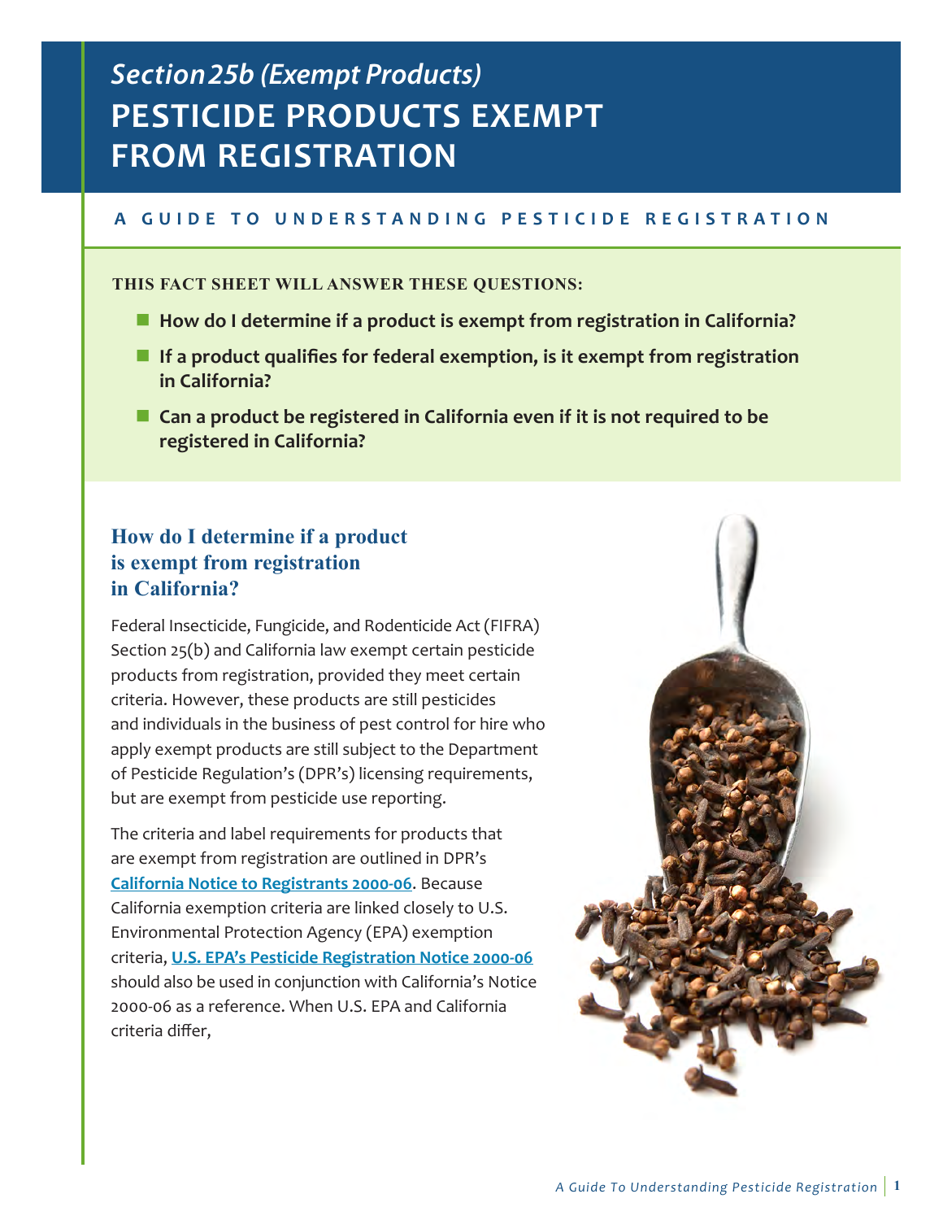# *Section 25b (Exempt Products)* PESTICIDE PRODUCTS EXEMPT FROM REGISTRATION

**A GUIDE TO UNDERSTANDING PESTICIDE REGISTRATION**

**THIS FACT SHEET WILL ANSWER THESE QUESTIONS:**

- **How do I determine if a product is exempt from registration in California?**
- **If a product qualifies for federal exemption, is it exempt from registration in California?**
- **Can a product be registered in California even if it is not required to be registered in California?**

## How do I determine if a product is exempt from registration in California?

Federal Insecticide, Fungicide, and Rodenticide Act (FIFRA) Section 25(b) and California law exempt certain pesticide products from registration, provided they meet certain criteria. However, these products are still pesticides and individuals in the business of pest control for hire who apply exempt products are still subject to the Department of Pesticide Regulation's (DPR's) licensing requirements, but are exempt from pesticide use reporting.

The criteria and label requirements for products that are exempt from registration are outlined in DPR's **California Notice to Registrants 2000-06**. Because California exemption criteria are linked closely to U.S. Environmental Protection Agency (EPA) exemption criteria, **U.S. EPA's Pesticide Registration Notice 2000-06** should also be used in conjunction with California's Notice 2000-06 as a reference. When U.S. EPA and California criteria differ,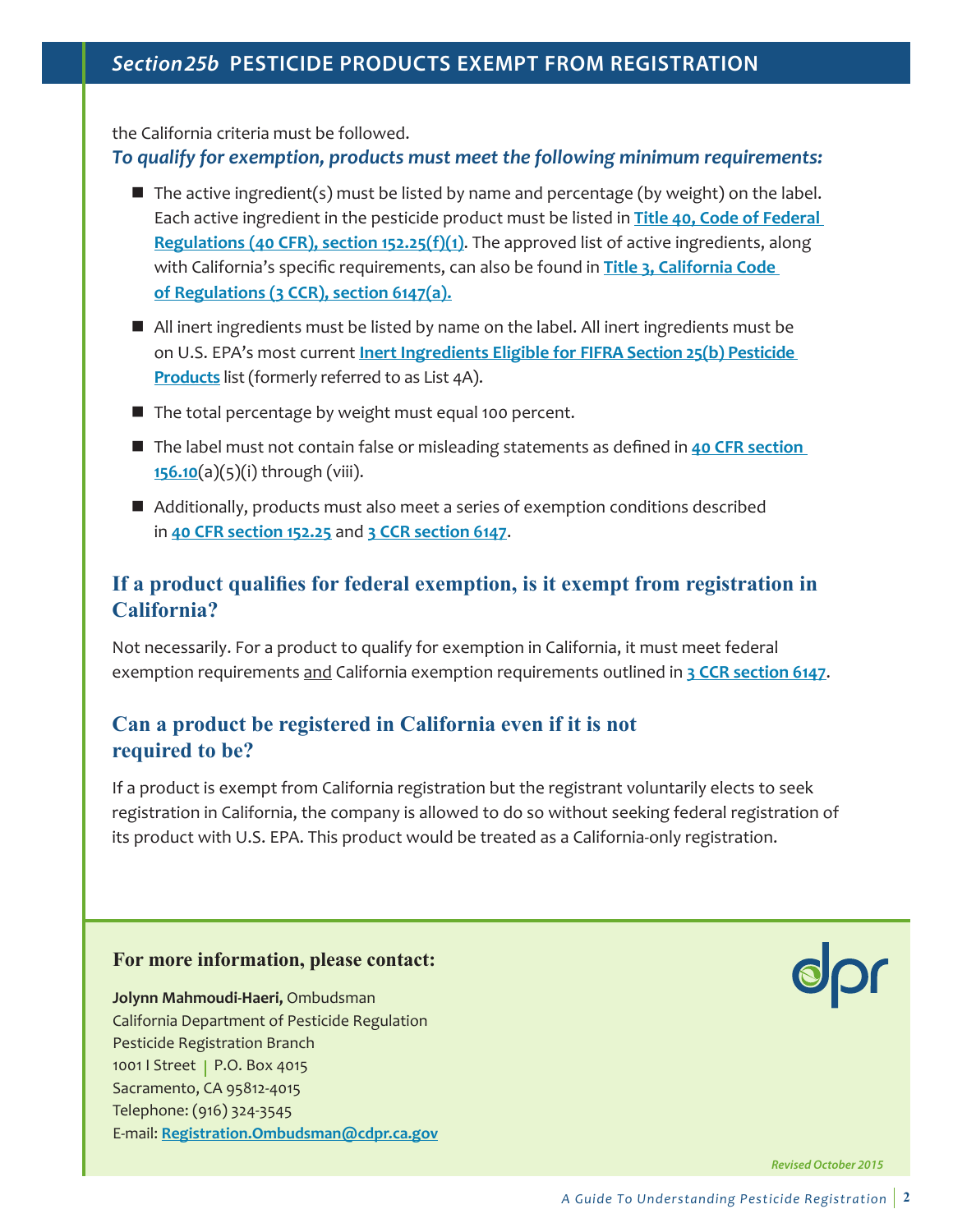the California criteria must be followed.

***To qualify for exemption, products must meet the following minimum requirements:***

- The active ingredient(s) must be listed by name and percentage (by weight) on the label. Each active ingredient in the pesticide product must be listed in **Title 40, Code of Federal Regulations (40 CFR), section 152.25(f)(1)**. The approved list of active ingredients, along with California's specific requirements, can also be found in **Title 3, California Code of Regulations (3 CCR), section 6147(a).**
- All inert ingredients must be listed by name on the label. All inert ingredients must be on U.S. EPA's most current **Inert Ingredients Eligible for FIFRA Section 25(b) Pesticide Products** list (formerly referred to as List 4A).
- The total percentage by weight must equal 100 percent.
- The label must not contain false or misleading statements as defined in **40 CFR section 156.10**(a)(5)(i) through (viii).
- Additionally, products must also meet a series of exemption conditions described in **40 CFR section 152.25** and **3 CCR section 6147**.

## If a product qualifies for federal exemption, is it exempt from registration in California?

Not necessarily. For a product to qualify for exemption in California, it must meet federal exemption requirements and California exemption requirements outlined in **3 CCR section 6147**.

## Can a product be registered in California even if it is not required to be?

If a product is exempt from California registration but the registrant voluntarily elects to seek registration in California, the company is allowed to do so without seeking federal registration of its product with U.S. EPA. This product would be treated as a California-only registration.

### For more information, please contact:

**Jolynn Mahmoudi-Haeri,** Ombudsman
California Department of Pesticide Regulation
Pesticide Registration Branch
1001 I Street | P.O. Box 4015
Sacramento, CA 95812-4015
Telephone: (916) 324-3545
E-mail: **Registration.Ombudsman@cdpr.ca.gov**

dpr

*Revised October 2015*